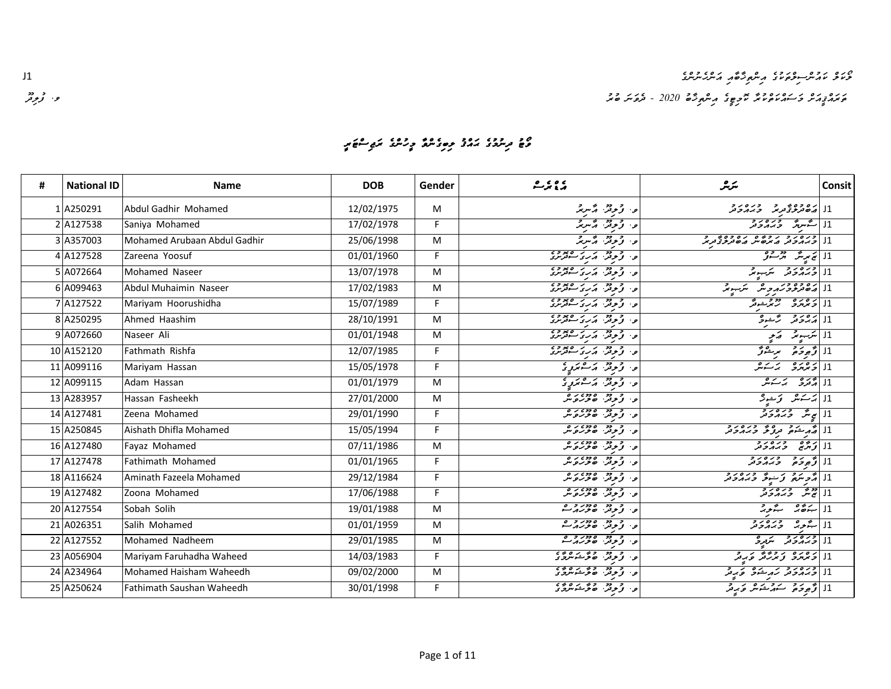J1

| # | National ID | Name | DOB | Gender | | | Consit |
|---|---|---|---|---|---|---|---|
| 1 | A250291 | Abdul Gadhir Mohamed | 12/02/1975 | M | | | J1 |
| 2 | A127538 | Saniya Mohamed | 17/02/1978 | F | | | J1 |
| 3 | A357003 | Mohamed Arubaan Abdul Gadhir | 25/06/1998 | M | | | J1 |
| 4 | A127528 | Zareena Yoosuf | 01/01/1960 | F | | | J1 |
| 5 | A072664 | Mohamed Naseer | 13/07/1978 | M | | | J1 |
| 6 | A099463 | Abdul Muhaimin Naseer | 17/02/1983 | M | | | J1 |
| 7 | A127522 | Mariyam Hoorushidha | 15/07/1989 | F | | | J1 |
| 8 | A250295 | Ahmed Haashim | 28/10/1991 | M | | | J1 |
| 9 | A072660 | Naseer Ali | 01/01/1948 | M | | | J1 |
| 10 | A152120 | Fathmath Rishfa | 12/07/1985 | F | | | J1 |
| 11 | A099116 | Mariyam Hassan | 15/05/1978 | F | | | J1 |
| 12 | A099115 | Adam Hassan | 01/01/1979 | M | | | J1 |
| 13 | A283957 | Hassan Fasheekh | 27/01/2000 | M | | | J1 |
| 14 | A127481 | Zeena Mohamed | 29/01/1990 | F | | | J1 |
| 15 | A250845 | Aishath Dhifla Mohamed | 15/05/1994 | F | | | J1 |
| 16 | A127480 | Fayaz Mohamed | 07/11/1986 | M | | | J1 |
| 17 | A127478 | Fathimath Mohamed | 01/01/1965 | F | | | J1 |
| 18 | A116624 | Aminath Fazeela Mohamed | 29/12/1984 | F | | | J1 |
| 19 | A127482 | Zoona Mohamed | 17/06/1988 | F | | | J1 |
| 20 | A127554 | Sobah Solih | 19/01/1988 | M | | | J1 |
| 21 | A026351 | Salih Mohamed | 01/01/1959 | M | | | J1 |
| 22 | A127552 | Mohamed Nadheem | 29/01/1985 | M | | | J1 |
| 23 | A056904 | Mariyam Faruhadha Waheed | 14/03/1983 | F | | | J1 |
| 24 | A234964 | Mohamed Haisham Waheedh | 09/02/2000 | M | | | J1 |
| 25 | A250624 | Fathimath Saushan Waheedh | 30/01/1998 | F | | | J1 |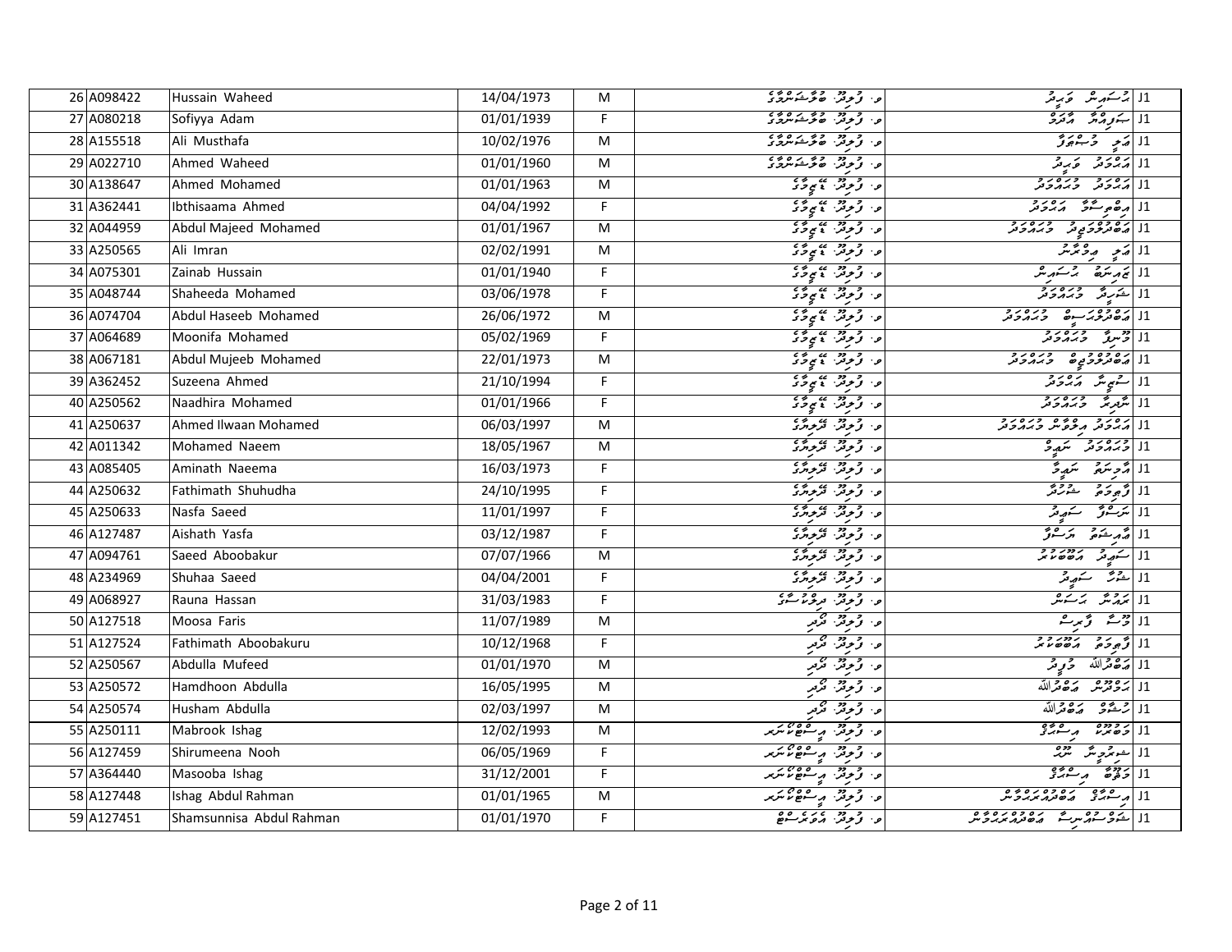| # | ID | Name | Date of Birth | Sex | Address | Name (Dhivehi) | |
|---|---|---|---|---|---|---|---|
| 26 | A098422 | Hussain Waheed | 14/04/1973 | M | ވ. ފުލިދޫ. ބުފުށަނދުގެ | ހުސައިން ވަހީދު | J1 |
| 27 | A080218 | Sofiyya Adam | 01/01/1939 | F | ވ. ފުލިދޫ. ބުފުށަނދުގެ | ސޯފިޔާ އާދަމް | J1 |
| 28 | A155518 | Ali Musthafa | 10/02/1976 | M | ވ. ފުލިދޫ. ބުފުށަނދުގެ | އަލީ މުސްތަފާ | J1 |
| 29 | A022710 | Ahmed Waheed | 01/01/1960 | M | ވ. ފުލިދޫ. ބުފުށަނދުގެ | އަހުމަދު ވަހީދު | J1 |
| 30 | A138647 | Ahmed Mohamed | 01/01/1963 | M | ވ. ފުލިދޫ. ޖަމީލާގެ | އަހުމަދު މުހައްމަދު | J1 |
| 31 | A362441 | Ibthisaama Ahmed | 04/04/1992 | F | ވ. ފުލިދޫ. ޖަމީލާގެ | އިބްތިސާމާ އަހުމަދު | J1 |
| 32 | A044959 | Abdul Majeed Mohamed | 01/01/1967 | M | ވ. ފުލިދޫ. ޖަމީލާގެ | އަބްދުލްމަޖީދު މުހައްމަދު | J1 |
| 33 | A250565 | Ali Imran | 02/02/1991 | M | ވ. ފުލިދޫ. ޖަމީލާގެ | އަލީ އިމްރާން | J1 |
| 34 | A075301 | Zainab Hussain | 01/01/1940 | F | ވ. ފުލިދޫ. ޖަމީލާގެ | ޒައިނަބް ހުސައިން | J1 |
| 35 | A048744 | Shaheeda Mohamed | 03/06/1978 | F | ވ. ފުލިދޫ. ޖަމީލާގެ | ޝަހީދާ މުހައްމަދު | J1 |
| 36 | A074704 | Abdul Haseeb Mohamed | 26/06/1972 | M | ވ. ފުލިދޫ. ޖަމީލާގެ | އަބްދުލްހަސީބް މުހައްމަދު | J1 |
| 37 | A064689 | Moonifa Mohamed | 05/02/1969 | F | ވ. ފުލިދޫ. ޖަމީލާގެ | މޫނިފާ މުހައްމަދު | J1 |
| 38 | A067181 | Abdul Mujeeb Mohamed | 22/01/1973 | M | ވ. ފުލިދޫ. ޖަމީލާގެ | އަބްދުލްމުޖީބު މުހައްމަދު | J1 |
| 39 | A362452 | Suzeena Ahmed | 21/10/1994 | F | ވ. ފުލިދޫ. ޖަމީލާގެ | ސުޒީނާ އަހުމަދު | J1 |
| 40 | A250562 | Naadhira Mohamed | 01/01/1966 | F | ވ. ފުލިދޫ. ޖަމީލާގެ | ނާދިރާ މުހައްމަދު | J1 |
| 41 | A250637 | Ahmed Ilwaan Mohamed | 06/03/1997 | M | ވ. ފުލިދޫ. ދޮންބިލާގެ | އަހުމަދު އިލްވާން މުހައްމަދު | J1 |
| 42 | A011342 | Mohamed Naeem | 18/05/1967 | M | ވ. ފުލިދޫ. ދޮންބިލާގެ | މުހައްމަދު ނައީމް | J1 |
| 43 | A085405 | Aminath Naeema | 16/03/1973 | F | ވ. ފުލިދޫ. ދޮންބިލާގެ | އާމިނަތު ނައީމާ | J1 |
| 44 | A250632 | Fathimath Shuhudha | 24/10/1995 | F | ވ. ފުލިދޫ. ދޮންބިލާގެ | ފާތިމަތު ޝުހުދާ | J1 |
| 45 | A250633 | Nasfa Saeed | 11/01/1997 | F | ވ. ފުލިދޫ. ދޮންބިލާގެ | ނަސްފާ ސަޢީދު | J1 |
| 46 | A127487 | Aishath Yasfa | 03/12/1987 | F | ވ. ފުލިދޫ. ދޮންބިލާގެ | އާއިޝަތު ޔަސްފާ | J1 |
| 47 | A094761 | Saeed Aboobakur | 07/07/1966 | M | ވ. ފުލިދޫ. ދޮންބިލާގެ | ސަޢީދު އަބޫބަކުރު | J1 |
| 48 | A234969 | Shuhaa Saeed | 04/04/2001 | F | ވ. ފުލިދޫ. ދޮންބިލާގެ | ޝުހާ ސަޢީދު | J1 |
| 49 | A068927 | Rauna Hassan | 31/03/1983 | F | ވ. ފުލިދޫ. ނިވާގަސްދޮށުގެ | ރައުނާ ހަސަން | J1 |
| 50 | A127518 | Moosa Faris | 11/07/1989 | M | ވ. ފުލިދޫ. ދޮރި | މޫސާ ފާރިސް | J1 |
| 51 | A127524 | Fathimath Aboobakuru | 10/12/1968 | F | ވ. ފުލިދޫ. ދޮރި | ފާތިމަތު އަބޫބަކުރު | J1 |
| 52 | A250567 | Abdulla Mufeed | 01/01/1970 | M | ވ. ފުލިދޫ. ދޮރި | އަބްދުﷲ މުފީދު | J1 |
| 53 | A250572 | Hamdhoon Abdulla | 16/05/1995 | M | ވ. ފުލިދޫ. ދޮރި | ހަމްދޫން އަބްދުﷲ | J1 |
| 54 | A250574 | Husham Abdulla | 02/03/1997 | M | ވ. ފުލިދޫ. ދޮރި | ހުޝާމް އަބްދުﷲ | J1 |
| 55 | A250111 | Mabrook Ishag | 12/02/1993 | M | ވ. ފުލިދޫ. އިސްތަބުލާން | މަބްރޫކް އިސްހާގު | J1 |
| 56 | A127459 | Shirumeena Nooh | 06/05/1969 | F | ވ. ފުލިދޫ. އިސްތަބުލާން | ޝިރުމީނާ ނޫހު | J1 |
| 57 | A364440 | Masooba Ishag | 31/12/2001 | F | ވ. ފުލިދޫ. އިސްތަބުލާން | މަސޫބާ އިސްހާގު | J1 |
| 58 | A127448 | Ishag Abdul Rahman | 01/01/1965 | M | ވ. ފުލިދޫ. އިސްތަބުލާން | އިސްހާގު އަބްދުއްރަޙްމާން | J1 |
| 59 | A127451 | Shamsunnisa Abdul Rahman | 01/01/1970 | F | ވ. ފުލިދޫ. އަޒީރަސްބީ | ޝަމްސުންނިސާ އަބްދުއްރަޙްމާން | J1 |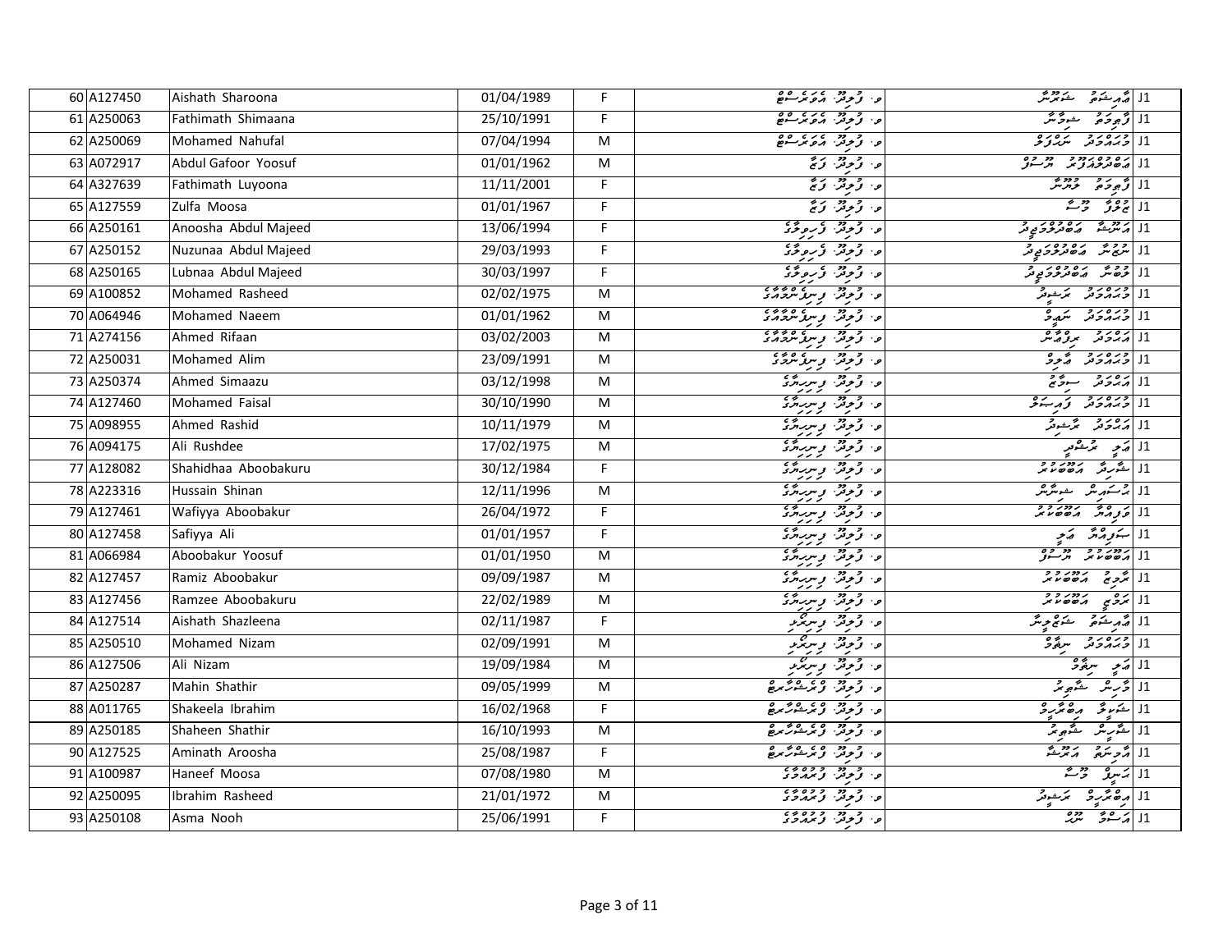| | | | | | | | |
|---|---|---|---|---|---|---|---|
| 60 | A127450 | Aishath Sharoona | 01/04/1989 | F | ވ. ފުލިދޫ. އެވަރެސްޓް | އައިޝަތު ޝަރޫނާ | J1 |
| 61 | A250063 | Fathimath Shimaana | 25/10/1991 | F | ވ. ފުލިދޫ. އެވަރެސްޓް | ފާތިމަތު ޝިމާނާ | J1 |
| 62 | A250069 | Mohamed Nahufal | 07/04/1994 | M | ވ. ފުލިދޫ. އެވަރެސްޓް | މުޙައްމަދު ނަހުފަލް | J1 |
| 63 | A072917 | Abdul Gafoor Yoosuf | 01/01/1962 | M | ވ. ފުލިދޫ. ވަޖާ | އަބްދުލްޣަފޫރު ޔޫސުފް | J1 |
| 64 | A327639 | Fathimath Luyoona | 11/11/2001 | F | ވ. ފުލިދޫ. ވަޖާ | ފާތިމަތު ލުޔޫނާ | J1 |
| 65 | A127559 | Zulfa Moosa | 01/01/1967 | F | ވ. ފުލިދޫ. ވަޖާ | ޒުލްފާ މޫސާ | J1 |
| 66 | A250161 | Anoosha Abdul Majeed | 13/06/1994 | F | ވ. ފުލިދޫ. ފެހިވިލާ | އަނޫޝާ އަބްދުލްމަޖީދު | J1 |
| 67 | A250152 | Nuzunaa Abdul Majeed | 29/03/1993 | F | ވ. ފުލިދޫ. ފެހިވިލާ | ނުޒުނާ އަބްދުލްމަޖީދު | J1 |
| 68 | A250165 | Lubnaa Abdul Majeed | 30/03/1997 | F | ވ. ފުލިދޫ. ފެހިވިލާ | ލުބްނާ އަބްދުލްމަޖީދު | J1 |
| 69 | A100852 | Mohamed Rasheed | 02/02/1975 | M | ވ. ފުލިދޫ. ވިނަސްނުމާގެ | މުޙައްމަދު ރަޝީދު | J1 |
| 70 | A064946 | Mohamed Naeem | 01/01/1962 | M | ވ. ފުލިދޫ. ވިނަސްނުމާގެ | މުޙައްމަދު ނަޢީމް | J1 |
| 71 | A274156 | Ahmed Rifaan | 03/02/2003 | M | ވ. ފުލިދޫ. ވިނަސްނުމާގެ | އަޙްމަދު ރިފާން | J1 |
| 72 | A250031 | Mohamed Alim | 23/09/1991 | M | ވ. ފުލިދޫ. ވިނަސްނުގެ | މުޙައްމަދު އާލިމް | J1 |
| 73 | A250374 | Ahmed Simaazu | 03/12/1998 | M | ވ. ފުލިދޫ. ވިނިހިރާގެ | އަޙްމަދު ސިމާޒު | J1 |
| 74 | A127460 | Mohamed Faisal | 30/10/1990 | M | ވ. ފުލިދޫ. ވިނިހިރާގެ | މުޙައްމަދު ފައިސަލް | J1 |
| 75 | A098955 | Ahmed Rashid | 10/11/1979 | M | ވ. ފުލިދޫ. ވިނިހިރާގެ | އަޙްމަދު ރާޝިދު | J1 |
| 76 | A094175 | Ali Rushdee | 17/02/1975 | M | ވ. ފުލިދޫ. ވިނިހިރާގެ | އަލި ރުޝްދީ | J1 |
| 77 | A128082 | Shahidhaa Aboobakuru | 30/12/1984 | F | ވ. ފުލިދޫ. ވިނިހިރާގެ | ޝާހިދާ އަބޫބަކުރު | J1 |
| 78 | A223316 | Hussain Shinan | 12/11/1996 | M | ވ. ފުލިދޫ. ވިނިހިރާގެ | ޙުސައިން ޝިނާން | J1 |
| 79 | A127461 | Wafiyya Aboobakur | 26/04/1972 | F | ވ. ފުލިދޫ. ވިނިހިރާގެ | ވަފިއްޔާ އަބޫބަކުރު | J1 |
| 80 | A127458 | Safiyya Ali | 01/01/1957 | F | ވ. ފުލިދޫ. ވިނިހިރާގެ | ސަފިއްޔާ އަލި | J1 |
| 81 | A066984 | Aboobakur Yoosuf | 01/01/1950 | M | ވ. ފުލިދޫ. ވިނިހިރާގެ | އަބޫބަކުރު ޔޫސުފް | J1 |
| 82 | A127457 | Ramiz Aboobakur | 09/09/1987 | M | ވ. ފުލިދޫ. ވިނިހިރާގެ | ރާމިޒް އަބޫބަކުރު | J1 |
| 83 | A127456 | Ramzee Aboobakuru | 22/02/1989 | M | ވ. ފުލިދޫ. ވިނިހިރާގެ | ރަމްޒީ އަބޫބަކުރު | J1 |
| 84 | A127514 | Aishath Shazleena | 02/11/1987 | F | ވ. ފުލިދޫ. ވިނަރެސް | އައިޝަތު ޝަޒްލީނާ | J1 |
| 85 | A250510 | Mohamed Nizam | 02/09/1991 | M | ވ. ފުލިދޫ. ވިނަރެސް | މުޙައްމަދު ނިޒާމް | J1 |
| 86 | A127506 | Ali Nizam | 19/09/1984 | M | ވ. ފުލިދޫ. ވިނަރެސް | އަލި ނިޒާމް | J1 |
| 87 | A250287 | Mahin Shathir | 09/05/1999 | M | ވ. ފުލިދޫ. ފަރަސްޓްރޯޑް | މާހިން ޝާތިރު | J1 |
| 88 | A011765 | Shakeela Ibrahim | 16/02/1968 | F | ވ. ފުލިދޫ. ފަރަސްޓްރޯޑް | ޝަކީލާ އިބްރާހީމް | J1 |
| 89 | A250185 | Shaheen Shathir | 16/10/1993 | M | ވ. ފުލިދޫ. ފަރަސްޓްރޯޑް | ޝާހީން ޝާތިރު | J1 |
| 90 | A127525 | Aminath Aroosha | 25/08/1987 | F | ވ. ފުލިދޫ. ފަރަސްޓްރޯޑް | އާމިނަތު އަރޫޝާ | J1 |
| 91 | A100987 | Haneef Moosa | 07/08/1980 | M | ވ. ފުލިދޫ. ފުރަދުމާގެ | ޙަނީފް މޫސާ | J1 |
| 92 | A250095 | Ibrahim Rasheed | 21/01/1972 | M | ވ. ފުލިދޫ. ފުރަދުމާގެ | އިބްރާހީމް ރަޝީދު | J1 |
| 93 | A250108 | Asma Nooh | 25/06/1991 | F | ވ. ފުލިދޫ. ފުރަދުމާގެ | އަސްމާ ނޫޙް | J1 |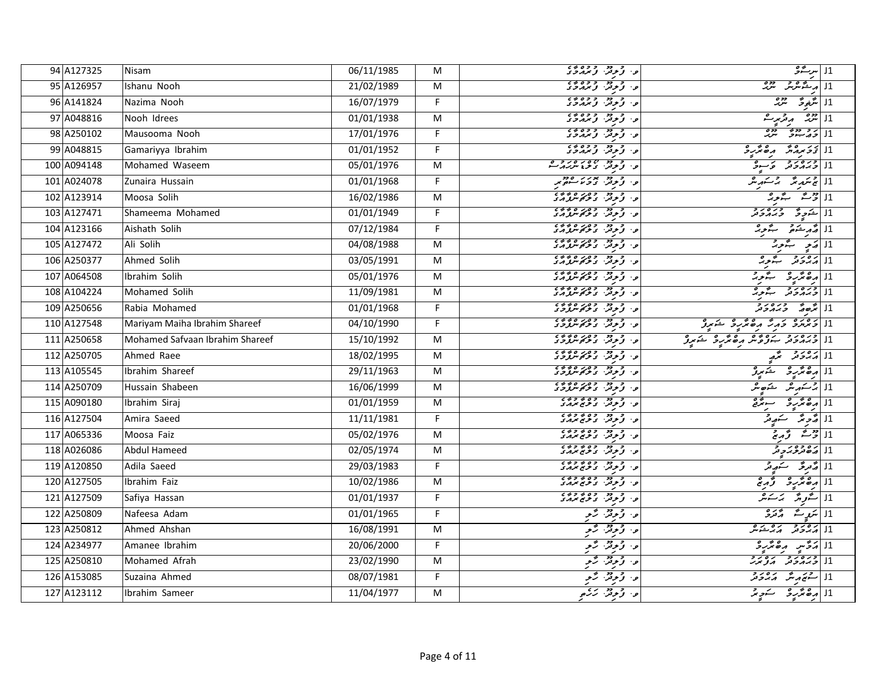| | | | | | | |
|---|---|---|---|---|---|---|
| 94 | A127325 | Nisam | 06/11/1985 | M | ރ. ފުލިދޫ. ފެންމަލުގެ | ނިސާމް J1 |
| 95 | A126957 | Ishanu Nooh | 21/02/1989 | M | ރ. ފުލިދޫ. ފެންމަލުގެ | އިޝާނުން ނޫހު J1 |
| 96 | A141824 | Nazima Nooh | 16/07/1979 | F | ރ. ފުލިދޫ. ފެންމަލުގެ | ނާޒިމާ ނޫހު J1 |
| 97 | A048816 | Nooh Idrees | 01/01/1938 | M | ރ. ފުލިދޫ. ފެންމަލުގެ | ނޫހު އިދުރީސް J1 |
| 98 | A250102 | Mausooma Nooh | 17/01/1976 | F | ރ. ފުލިދޫ. ފެންމަލުގެ | މައުސޫމާ ނޫހު J1 |
| 99 | A048815 | Gamariyya Ibrahim | 01/01/1952 | F | ރ. ފުލިދޫ. ފެންމަލުގެ | ގަމަރިއްޔާ އިބްރާހީމް J1 |
| 100 | A094148 | Mohamed Waseem | 05/01/1976 | M | ރ. ފުލިދޫ. ގުލާބީނިވާސް | މުހައްމަދު ވަސީމް J1 |
| 101 | A024078 | Zunaira Hussain | 01/01/1968 | F | ރ. ފުލިދޫ. ގުލަސްތާނު | ޒުނައިރާ ހުސައިން J1 |
| 102 | A123914 | Moosa Solih | 16/02/1986 | M | ރ. ފުލިދޫ. ގުލްފާމްހައުސް | މޫސާ ސާލިހު J1 |
| 103 | A127471 | Shameema Mohamed | 01/01/1949 | F | ރ. ފުލިދޫ. ގުލްފާމްހައުސް | ޝަމީމާ މުހައްމަދު J1 |
| 104 | A123166 | Aishath Solih | 07/12/1984 | F | ރ. ފުލިދޫ. ގުލްފާމްހައުސް | އައިޝަތު ސާލިހު J1 |
| 105 | A127472 | Ali Solih | 04/08/1988 | M | ރ. ފުލިދޫ. ގުލްފާމްހައުސް | އަލި ސާލިހު J1 |
| 106 | A250377 | Ahmed Solih | 03/05/1991 | M | ރ. ފުލިދޫ. ގުލްފާމްހައުސް | އަހުމަދު ސާލިހު J1 |
| 107 | A064508 | Ibrahim Solih | 05/01/1976 | M | ރ. ފުލިދޫ. ގުލްފާމްހައުސް | އިބްރާހީމް ސާލިހު J1 |
| 108 | A104224 | Mohamed Solih | 11/09/1981 | M | ރ. ފުލިދޫ. ގުލްފާމްހައުސް | މުހައްމަދު ސާލިހު J1 |
| 109 | A250656 | Rabia Mohamed | 01/01/1968 | F | ރ. ފުލިދޫ. ގުލްފާމްނުވާގެ | ރާބިޢާ މުހައްމަދު J1 |
| 110 | A127548 | Mariyam Maiha Ibrahim Shareef | 04/10/1990 | F | ރ. ފުލިދޫ. ގުލްފާމްނުވާގެ | މަރިޔަމް މައިހާ އިބްރާހީމް ޝަރީފް J1 |
| 111 | A250658 | Mohamed Safvaan Ibrahim Shareef | 15/10/1992 | M | ރ. ފުލިދޫ. ގުލްފާމްނުވާގެ | މުހައްމަދު ސަފްވާން އިބްރާހީމް ޝަރީފް J1 |
| 112 | A250705 | Ahmed Raee | 18/02/1995 | M | ރ. ފުލިދޫ. ގުލްފާމްނުވާގެ | އަހުމަދު ރާޢީ J1 |
| 113 | A105545 | Ibrahim Shareef | 29/11/1963 | M | ރ. ފުލިދޫ. ގުލްފާމްނުވާގެ | އިބްރާހީމް ޝަރީފް J1 |
| 114 | A250709 | Hussain Shabeen | 16/06/1999 | M | ރ. ފުލިދޫ. ގުލްފާމްނުވާގެ | ހުސައިން ޝަބީން J1 |
| 115 | A090180 | Ibrahim Siraj | 01/01/1959 | M | ރ. ފުލިދޫ. ގުލްޒާރުމާގެ | އިބްރާހީމް ސިރާޖު J1 |
| 116 | A127504 | Amira Saeed | 11/11/1981 | F | ރ. ފުލިދޫ. ގުލްޒާރުމާގެ | އާމިރާ ސަޢީދު J1 |
| 117 | A065336 | Moosa Faiz | 05/02/1976 | M | ރ. ފުލިދޫ. ގުލްޒާރުމާގެ | މޫސާ ފާއިޒު J1 |
| 118 | A026086 | Abdul Hameed | 02/05/1974 | M | ރ. ފުލިދޫ. ގުލްޒާރުމާގެ | އަބްދުލްހަމީދު J1 |
| 119 | A120850 | Adila Saeed | 29/03/1983 | F | ރ. ފުލިދޫ. ގުލްޒާރުމާގެ | އާދިލާ ސަޢީދު J1 |
| 120 | A127505 | Ibrahim Faiz | 10/02/1986 | M | ރ. ފުލިދޫ. ގުލްޒާރުމާގެ | އިބްރާހީމް ފާއިޒު J1 |
| 121 | A127509 | Safiya Hassan | 01/01/1937 | F | ރ. ފުލިދޫ. ގުލްޒާރުމާގެ | ސާފިޔާ ހަސަން J1 |
| 122 | A250809 | Nafeesa Adam | 01/01/1965 | F | ރ. ފުލިދޫ. ހާބި | ނަފީސާ އާދަމް J1 |
| 123 | A250812 | Ahmed Ahshan | 16/08/1991 | M | ރ. ފުލިދޫ. ހާބި | އަހުމަދު އަހްޝަން J1 |
| 124 | A234977 | Amanee Ibrahim | 20/06/2000 | F | ރ. ފުލިދޫ. ހާބި | އަމާނީ އިބްރާހީމް J1 |
| 125 | A250810 | Mohamed Afrah | 23/02/1990 | M | ރ. ފުލިދޫ. ހާބި | މުހައްމަދު އަފްރާހު J1 |
| 126 | A153085 | Suzaina Ahmed | 08/07/1981 | F | ރ. ފުލިދޫ. ހާބި | ސުޒައިނާ އަހުމަދު J1 |
| 127 | A123112 | Ibrahim Sameer | 11/04/1977 | M | ރ. ފުލިދޫ. ހަނީމް | އިބްރާހީމް ސަމީރު J1 |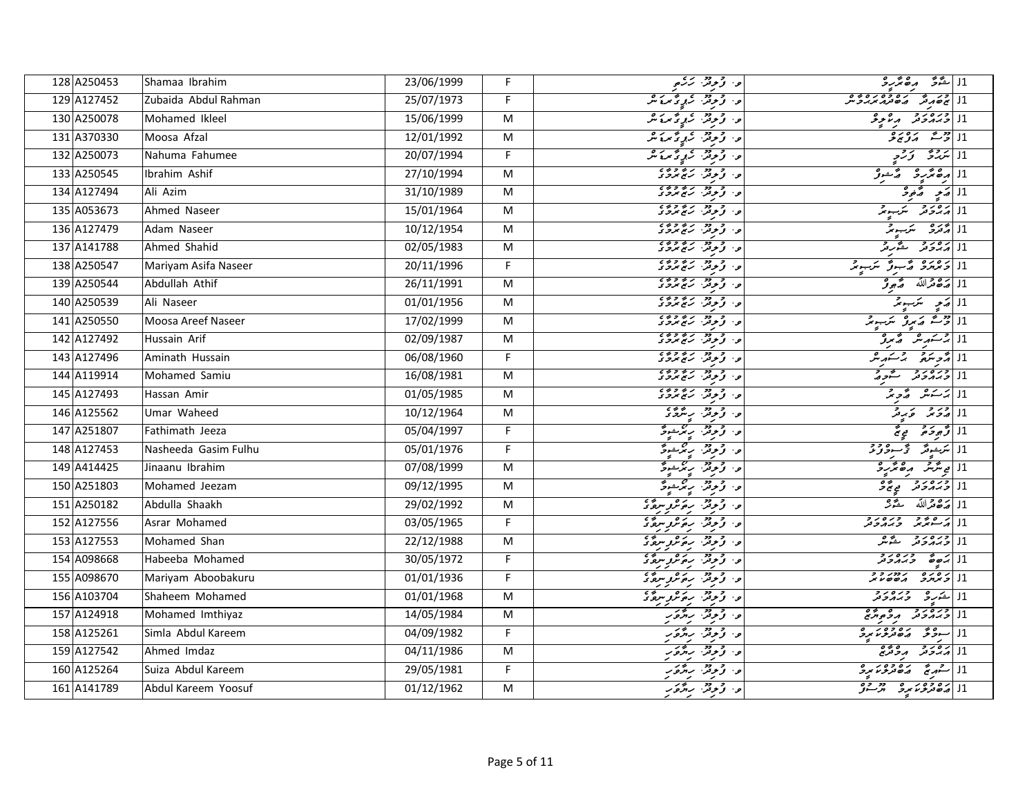| | | | | | | | |
|---|---|---|---|---|---|---|---|
| 128 | A250453 | Shamaa Ibrahim | 23/06/1999 | F | ވ. ފުލިދޫ. ހަރުގެ | ޝަމާ އިބްރާހީމް | J1 |
| 129 | A127452 | Zubaida Abdul Rahman | 25/07/1973 | F | ވ. ފުލިދޫ. ކުރިގަލިމަގު | ޒުބައިދާ އަބްދުއްރަޙްމާން | J1 |
| 130 | A250078 | Mohamed Ikleel | 15/06/1999 | M | ވ. ފުލިދޫ. ކުރިގަލިމަގު | މުޙައްމަދު އިކުލީލް | J1 |
| 131 | A370330 | Moosa Afzal | 12/01/1992 | M | ވ. ފުލިދޫ. ކުރިގަލިމަގު | މޫސާ އަފްޒަލް | J1 |
| 132 | A250073 | Nahuma Fahumee | 20/07/1994 | F | ވ. ފުލިދޫ. ކުރިގަލިމަގު | ނަހުމާ ފަހުމީ | J1 |
| 133 | A250545 | Ibrahim Ashif | 27/10/1994 | M | ވ. ފުލިދޫ. ހަޖާރުގެ | އިބްރާހީމް އާޝިފް | J1 |
| 134 | A127494 | Ali Azim | 31/10/1989 | M | ވ. ފުލިދޫ. ހަޖާރުގެ | އަލީ އާޒިމް | J1 |
| 135 | A053673 | Ahmed Naseer | 15/01/1964 | M | ވ. ފުލިދޫ. ހަޖާރުގެ | އަޙްމަދު ނަސީރު | J1 |
| 136 | A127479 | Adam Naseer | 10/12/1954 | M | ވ. ފުލިދޫ. ހަޖާރުގެ | އާދަމް ނަސީރު | J1 |
| 137 | A141788 | Ahmed Shahid | 02/05/1983 | M | ވ. ފުލިދޫ. ހަޖާރުގެ | އަޙްމަދު ޝާހިދު | J1 |
| 138 | A250547 | Mariyam Asifa Naseer | 20/11/1996 | F | ވ. ފުލިދޫ. ހަޖާރުގެ | މަރިޔަމް އާސިފާ ނަސީރު | J1 |
| 139 | A250544 | Abdullah Athif | 26/11/1991 | M | ވ. ފުލިދޫ. ހަޖާރުގެ | އަބްދުﷲ އާތިފް | J1 |
| 140 | A250539 | Ali Naseer | 01/01/1956 | M | ވ. ފުލިދޫ. ހަޖާރުގެ | އަލީ ނަސީރު | J1 |
| 141 | A250550 | Moosa Areef Naseer | 17/02/1999 | M | ވ. ފުލިދޫ. ހަޖާރުގެ | މޫސާ އަރީފް ނަސީރު | J1 |
| 142 | A127492 | Hussain Arif | 02/09/1987 | M | ވ. ފުލިދޫ. ހަޖާރުގެ | ޙުސައިން އާރިފް | J1 |
| 143 | A127496 | Aminath Hussain | 06/08/1960 | F | ވ. ފުލިދޫ. ހަޖާރުގެ | އާމިނަތު ޙުސައިން | J1 |
| 144 | A119914 | Mohamed Samiu | 16/08/1981 | M | ވ. ފުލިދޫ. ހަޖާރުގެ | މުޙައްމަދު ސާމިޢު | J1 |
| 145 | A127493 | Hassan Amir | 01/05/1985 | M | ވ. ފުލިދޫ. ހަޖާރުގެ | ޙަސަން އާމިރު | J1 |
| 146 | A125562 | Umar Waheed | 10/12/1964 | M | ވ. ފުލިދޫ. ހިރާގެ | އުމަރު ވަޙީދު | J1 |
| 147 | A251807 | Fathimath Jeeza | 05/04/1997 | F | ވ. ފުލިދޫ. ހިރަސްވާ | ފާތިމަތު ޖީޒާ | J1 |
| 148 | A127453 | Nasheeda Gasim Fulhu | 05/01/1976 | F | ވ. ފުލިދޫ. ހިރަސްވާ | ނަޝީދާ ޤާސިމްފުޅު | J1 |
| 149 | A414425 | Jinaanu Ibrahim | 07/08/1999 | M | ވ. ފުލިދޫ. ހިރަސްވާ | ޖިނާނު އިބްރާހީމް | J1 |
| 150 | A251803 | Mohamed Jeezam | 09/12/1995 | M | ވ. ފުލިދޫ. ހިރަސްވާ | މުޙައްމަދު ޖީޒާމް | J1 |
| 151 | A250182 | Abdulla Shaakh | 29/02/1992 | M | ވ. ފުލިދޫ. ހިތަދުނިކަގެ | އަބްދުﷲ ޝާޚް | J1 |
| 152 | A127556 | Asrar Mohamed | 03/05/1965 | F | ވ. ފުލިދޫ. ހިތަދުނިކަގެ | އަސްރާރު މުޙައްމަދު | J1 |
| 153 | A127553 | Mohamed Shan | 22/12/1988 | M | ވ. ފުލިދޫ. ހިތަދުނިކަގެ | މުޙައްމަދު ޝާން | J1 |
| 154 | A098668 | Habeeba Mohamed | 30/05/1972 | F | ވ. ފުލިދޫ. ހިތަދުނިކަގެ | ޙަބީބާ މުޙައްމަދު | J1 |
| 155 | A098670 | Mariyam Aboobakuru | 01/01/1936 | F | ވ. ފުލިދޫ. ހިތަދުނިކަގެ | މަރިޔަމް އަބޫބަކުރު | J1 |
| 156 | A103704 | Shaheem Mohamed | 01/01/1968 | M | ވ. ފުލިދޫ. ހިތަދުނިކަގެ | ޝަހީމް މުޙައްމަދު | J1 |
| 157 | A124918 | Mohamed Imthiyaz | 14/05/1984 | M | ވ. ފުލިދޫ. ހިރާރި | މުޙައްމަދު އިމްތިޔާޒް | J1 |
| 158 | A125261 | Simla Abdul Kareem | 04/09/1982 | F | ވ. ފުލިދޫ. ހިރާރި | ސިމްލާ އަބްދުލްކަރީމް | J1 |
| 159 | A127542 | Ahmed Imdaz | 04/11/1986 | M | ވ. ފުލިދޫ. ހިރާރި | އަޙްމަދު އިމްދާޒް | J1 |
| 160 | A125264 | Suiza Abdul Kareem | 29/05/1981 | F | ވ. ފުލިދޫ. ހިރާރި | ސުއިޒާ އަބްދުލްކަރީމް | J1 |
| 161 | A141789 | Abdul Kareem Yoosuf | 01/12/1962 | M | ވ. ފުލިދޫ. ހިރާރި | އަބްދުލްކަރީމް ޔޫސުފް | J1 |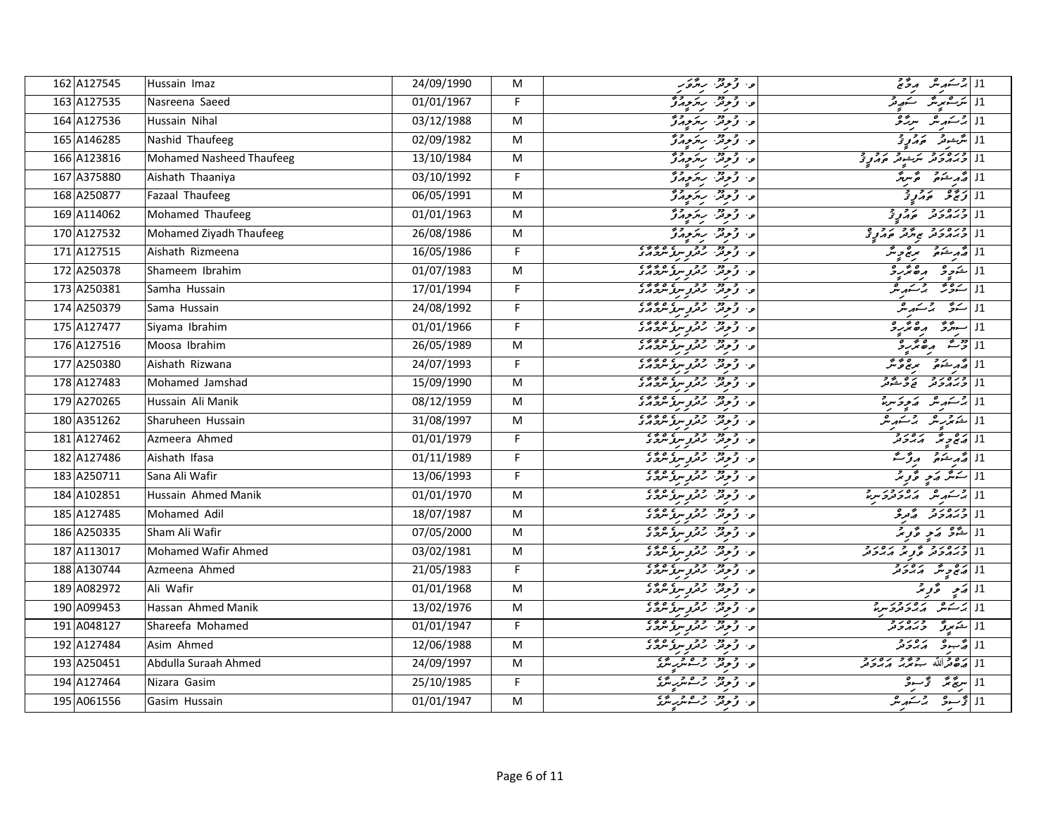| 162 | A127545 | Hussain Imaz | 24/09/1990 | M | ޏ. ފުވައްމުލައް ހިދާޔަ | ހުސައިން އިމާޒު | J1 |
|---|---|---|---|---|---|---|---|
| 163 | A127535 | Nasreena Saeed | 01/01/1967 | F | ޏ. ފުވައްމުލައް ހިދާޔަތުވާދީ | ނަސްރީނާ ސަޢީދު | J1 |
| 164 | A127536 | Hussain Nihal | 03/12/1988 | M | ޏ. ފުވައްމުލައް ހިދާޔަތުވާދީ | ހުސައިން ނިހާލް | J1 |
| 165 | A146285 | Nashid Thaufeeg | 02/09/1982 | M | ޏ. ފުވައްމުލައް ހިދާޔަތުވާދީ | ނާޝިދު ތައުފީގު | J1 |
| 166 | A123816 | Mohamed Nasheed Thaufeeg | 13/10/1984 | M | ޏ. ފުވައްމުލައް ހިދާޔަތުވާދީ | މުޙައްމަދު ނަޝީދު ތައުފީގު | J1 |
| 167 | A375880 | Aishath Thaaniya | 03/10/1992 | F | ޏ. ފުވައްމުލައް ހިދާޔަތުވާދީ | އައިޝަތު ޘާނިޔާ | J1 |
| 168 | A250877 | Fazaal Thaufeeg | 06/05/1991 | M | ޏ. ފުވައްމުލައް ހިދާޔަތުވާދީ | ފަޟާލު ތައުފީގު | J1 |
| 169 | A114062 | Mohamed Thaufeeg | 01/01/1963 | M | ޏ. ފުވައްމުލައް ހިދާޔަތުވާދީ | މުޙައްމަދު ތައުފީގު | J1 |
| 170 | A127532 | Mohamed Ziyadh Thaufeeg | 26/08/1986 | M | ޏ. ފުވައްމުލައް ހިދާޔަތުވާދީ | މުޙައްމަދު ޒިޔާދު ތައުފީގު | J1 |
| 171 | A127515 | Aishath Rizmeena | 16/05/1986 | F | ޏ. ފުވައްމުލައް ހުދުފިނިފެންމަތީގެ | އައިޝަތު ރިޒްމީނާ | J1 |
| 172 | A250378 | Shameem Ibrahim | 01/07/1983 | M | ޏ. ފުވައްމުލައް ހުދުފިނިފެންމަތީގެ | ޝަމީމް އިބްރާހީމް | J1 |
| 173 | A250381 | Samha Hussain | 17/01/1994 | F | ޏ. ފުވައްމުލައް ހުދުފިނިފެންމަތީގެ | ސަމްހާ ހުސައިން | J1 |
| 174 | A250379 | Sama Hussain | 24/08/1992 | F | ޏ. ފުވައްމުލައް ހުދުފިނިފެންމަތީގެ | ސަމާ ހުސައިން | J1 |
| 175 | A127477 | Siyama Ibrahim | 01/01/1966 | F | ޏ. ފުވައްމުލައް ހުދުފިނިފެންމަތީގެ | ސިޔާމާ އިބްރާހީމް | J1 |
| 176 | A127516 | Moosa Ibrahim | 26/05/1989 | M | ޏ. ފުވައްމުލައް ހުދުފިނިފެންމަތީގެ | މޫސާ އިބްރާހީމް | J1 |
| 177 | A250380 | Aishath Rizwana | 24/07/1993 | F | ޏ. ފުވައްމުލައް ހުދުފިނިފެންމަތީގެ | އައިޝަތު ރިޟްވާނާ | J1 |
| 178 | A127483 | Mohamed Jamshad | 15/09/1990 | M | ޏ. ފުވައްމުލައް ހުދުފިނިފެންމަތީގެ | މުޙައްމަދު ޖަމްޝާދު | J1 |
| 179 | A270265 | Hussain Ali Manik | 08/12/1959 | M | ޏ. ފުވައްމުލައް ހުދުފިނިފެންމަތީގެ | ހުސައިން އަލިމަނިކު | J1 |
| 180 | A351262 | Sharuheen Hussain | 31/08/1997 | M | ޏ. ފުވައްމުލައް ހުދުފިނިފެންމަތީގެ | ޝަރުހީން ހުސައިން | J1 |
| 181 | A127462 | Azmeera Ahmed | 01/01/1979 | F | ޏ. ފުވައްމުލައް ހުދުފިނިފެންމަތި | އަޒްމީރާ އަޙްމަދު | J1 |
| 182 | A127486 | Aishath Ifasa | 01/11/1989 | F | ޏ. ފުވައްމުލައް ހުދުފިނިފެންމަތި | އައިޝަތު އިފާސާ | J1 |
| 183 | A250711 | Sana Ali Wafir | 13/06/1993 | F | ޏ. ފުވައްމުލައް ހުދުފިނިފެންމަތި | ސަނާ އަލި ވާފިރު | J1 |
| 184 | A102851 | Hussain Ahmed Manik | 01/01/1970 | M | ޏ. ފުވައްމުލައް ހުދުފިނިފެންމަތި | ހުސައިން އަޙްމަދުމަނިކު | J1 |
| 185 | A127485 | Mohamed Adil | 18/07/1987 | M | ޏ. ފުވައްމުލައް ހުދުފިނިފެންމަތި | މުޙައްމަދު އާދިލް | J1 |
| 186 | A250335 | Sham Ali Wafir | 07/05/2000 | M | ޏ. ފުވައްމުލައް ހުދުފިނިފެންމަތި | ޝާމް އަލި ވާފިރު | J1 |
| 187 | A113017 | Mohamed Wafir Ahmed | 03/02/1981 | M | ޏ. ފުވައްމުލައް ހުދުފިނިފެންމަތި | މުޙައްމަދު ވާފިރު އަޙްމަދު | J1 |
| 188 | A130744 | Azmeena Ahmed | 21/05/1983 | F | ޏ. ފުވައްމުލައް ހުދުފިނިފެންމަތި | އަޒްމީނާ އަޙްމަދު | J1 |
| 189 | A082972 | Ali Wafir | 01/01/1968 | M | ޏ. ފުވައްމުލައް ހުދުފިނިފެންމަތި | އަލި ވާފިރު | J1 |
| 190 | A099453 | Hassan Ahmed Manik | 13/02/1976 | M | ޏ. ފުވައްމުލައް ހުދުފިނިފެންމަތި | ހަސަން އަޙްމަދުމަނިކު | J1 |
| 191 | A048127 | Shareefa Mohamed | 01/01/1947 | F | ޏ. ފުވައްމުލައް ހުދުފިނިފެންމަތި | ޝަރީފާ މުޙައްމަދު | J1 |
| 192 | A127484 | Asim Ahmed | 12/06/1988 | M | ޏ. ފުވައްމުލައް ހުދުފިނިފެންމަތި | އާޞިމް އަޙްމަދު | J1 |
| 193 | A250451 | Abdulla Suraah Ahmed | 24/09/1997 | M | ޏ. ފުވައްމުލައް ހުސްނުހިޔާ | އަބްދުﷲ ސުރާހު އަޙްމަދު | J1 |
| 194 | A127464 | Nizara Gasim | 25/10/1985 | F | ޏ. ފުވައްމުލައް ހުސްނުހިޔާ | ނިޒާރާ ގާސިމް | J1 |
| 195 | A061556 | Gasim Hussain | 01/01/1947 | M | ޏ. ފުވައްމުލައް ހުސްނުހިޔާ | ގާސިމް ހުސައިން | J1 |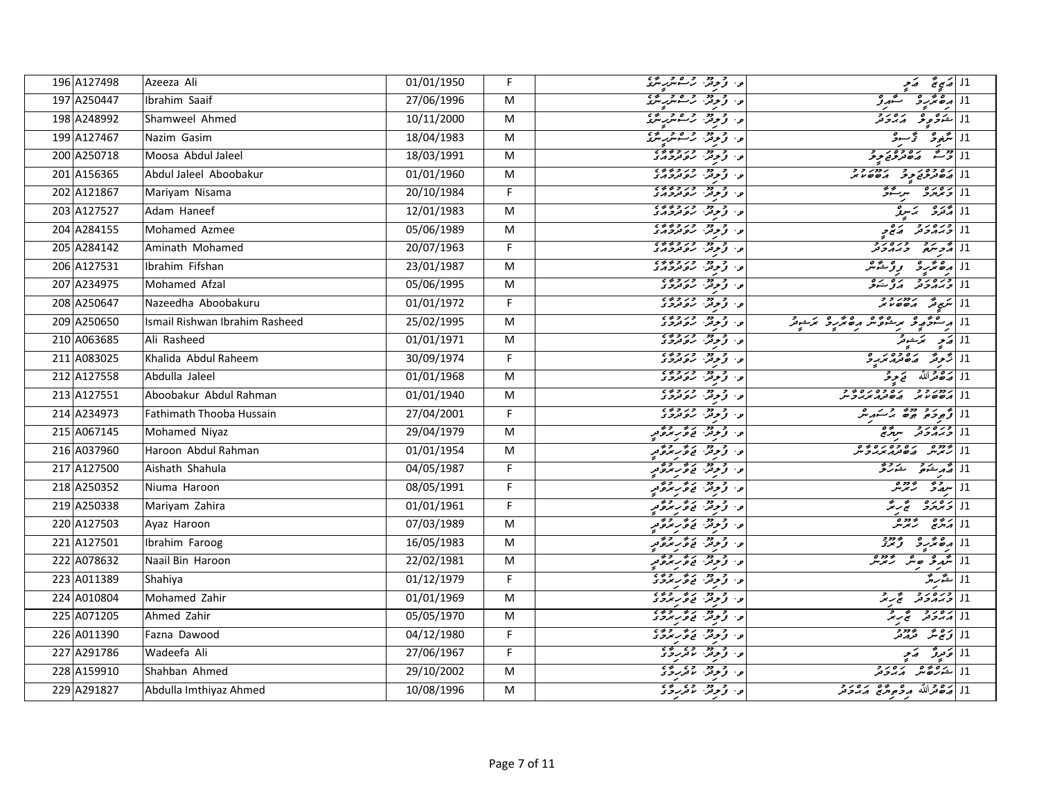| | | | | | | |
|---|---|---|---|---|---|---|
| 196 | A127498 | Azeeza Ali | 01/01/1950 | F | ޅ. ފުވައްމުލަކު ހުޅުދަނޑުގޮތި | J1 އަޒީޒާ އަލީ |
| 197 | A250447 | Ibrahim Saaif | 27/06/1996 | M | ޅ. ފުވައްމުލަކު ހުޅުދަނޑުގޮތި | J1 އިބްރާހީމް ސާއިފް |
| 198 | A248992 | Shamweel Ahmed | 10/11/2000 | M | ޅ. ފުވައްމުލަކު ހުޅުދަނޑުގޮތި | J1 ޝަމްވީލް އަޙްމަދު |
| 199 | A127467 | Nazim Gasim | 18/04/1983 | M | ޅ. ފުވައްމުލަކު ހުޅުދަނޑުގޮތި | J1 ނާޒިމް ޤާސިމް |
| 200 | A250718 | Moosa Abdul Jaleel | 18/03/1991 | M | ޅ. ފުވައްމުލަކު ހުވަދުމާގެ | J1 މޫސާ އަބްދުލްޖަލީލް |
| 201 | A156365 | Abdul Jaleel Aboobakur | 01/01/1960 | M | ޅ. ފުވައްމުލަކު ހުވަދުމާގެ | J1 އަބްދުލްޖަލީލް އަބޫބަކުރު |
| 202 | A121867 | Mariyam Nisama | 20/10/1984 | F | ޅ. ފުވައްމުލަކު ހުވަދުމާގެ | J1 މަރިޔަމް ނިސާމާ |
| 203 | A127527 | Adam Haneef | 12/01/1983 | M | ޅ. ފުވައްމުލަކު ހުވަދުމާގެ | J1 އާދަމް ހަނީފް |
| 204 | A284155 | Mohamed Azmee | 05/06/1989 | M | ޅ. ފުވައްމުލަކު ހުވަދުމާގެ | J1 މުޙައްމަދު އަޒްމީ |
| 205 | A284142 | Aminath Mohamed | 20/07/1963 | F | ޅ. ފުވައްމުލަކު ހުވަދުމާގެ | J1 އާމިނަތު މުޙައްމަދު |
| 206 | A127531 | Ibrahim Fifshan | 23/01/1987 | M | ޅ. ފުވައްމުލަކު ހުވަދުމާގެ | J1 އިބްރާހީމް ފިފްޝާން |
| 207 | A234975 | Mohamed Afzal | 05/06/1995 | M | ޅ. ފުވައްމުލަކު ހުވަދުގެ | J1 މުޙައްމަދު އަފްޒަލް |
| 208 | A250647 | Nazeedha Aboobakuru | 01/01/1972 | F | ޅ. ފުވައްމުލަކު ހުވަދުގެ | J1 ނަޒީދާ އަބޫބަކުރު |
| 209 | A250650 | Ismail Rishwan Ibrahim Rasheed | 25/02/1995 | M | ޅ. ފުވައްމުލަކު ހުވަދުގެ | J1 އިސްމާއީލް ރިޝްވާން އިބްރާހީމް ރަޝީދު |
| 210 | A063685 | Ali Rasheed | 01/01/1971 | M | ޅ. ފުވައްމުލަކު ހުވަދުގެ | J1 އަލީ ރަޝީދު |
| 211 | A083025 | Khalida Abdul Raheem | 30/09/1974 | F | ޅ. ފުވައްމުލަކު ހުވަދުގެ | J1 ޚާލިދާ އަބްދުއްރަޙީމް |
| 212 | A127558 | Abdulla Jaleel | 01/01/1968 | M | ޅ. ފުވައްމުލަކު ހުވަދުގެ | J1 އަބްދުﷲ ޖަލީލް |
| 213 | A127551 | Aboobakur Abdul Rahman | 01/01/1940 | M | ޅ. ފުވައްމުލަކު ހުވަދުގެ | J1 އަބޫބަކުރު އަބްދުއްރަޙްމާން |
| 214 | A234973 | Fathimath Thooba Hussain | 27/04/2001 | F | ޅ. ފުވައްމުލަކު ހުވަދުގެ | J1 ފާތިމަތު ޠޫބާ ޙުސައިން |
| 215 | A067145 | Mohamed Niyaz | 29/04/1979 | M | ޅ. ފުވައްމުލަކު ޖަވާހިރުވާދީ | J1 މުޙައްމަދު ނިޔާޒް |
| 216 | A037960 | Haroon Abdul Rahman | 01/01/1954 | M | ޅ. ފުވައްމުލަކު ޖަވާހިރުވާދީ | J1 ހާރޫން އަބްދުއްރަޙްމާން |
| 217 | A127500 | Aishath Shahula | 04/05/1987 | F | ޅ. ފުވައްމުލަކު ޖަވާހިރުވާދީ | J1 އާއިޝަތު ޝަހުލާ |
| 218 | A250352 | Niuma Haroon | 08/05/1991 | F | ޅ. ފުވައްމުލަކު ޖަވާހިރުވާދީ | J1 ނިޢުމާ ހާރޫން |
| 219 | A250338 | Mariyam Zahira | 01/01/1961 | F | ޅ. ފުވައްމުލަކު ޖަވާހިރުވާދީ | J1 މަރިޔަމް ޒާހިރާ |
| 220 | A127503 | Ayaz Haroon | 07/03/1989 | M | ޅ. ފުވައްމުލަކު ޖަވާހިރުވާދީ | J1 އަޔާޒް ހާރޫން |
| 221 | A127501 | Ibrahim Faroog | 16/05/1983 | M | ޅ. ފުވައްމުލަކު ޖަވާހިރުވާދީ | J1 އިބްރާހީމް ފާރޫޤު |
| 222 | A078632 | Naail Bin Haroon | 22/02/1981 | M | ޅ. ފުވައްމުލަކު ޖަވާހިރުވާދީ | J1 ނާއިލް ބިން ހާރޫން |
| 223 | A011389 | Shahiya | 01/12/1979 | F | ޅ. ފުވައްމުލަކު ޖަވާހިރުގެ | J1 ޝާހިޔާ |
| 224 | A010804 | Mohamed Zahir | 01/01/1969 | M | ޅ. ފުވައްމުލަކު ޖަވާހިރުގެ | J1 މުޙައްމަދު ޒާހިރު |
| 225 | A071205 | Ahmed Zahir | 05/05/1970 | M | ޅ. ފުވައްމުލަކު ޖަވާހިރުގެ | J1 އަޙްމަދު ޒާހިރު |
| 226 | A011390 | Fazna Dawood | 04/12/1980 | F | ޅ. ފުވައްމުލަކު ޖަވާހިރުގެ | J1 ފަޒްނާ ދާއޫދު |
| 227 | A291786 | Wadeefa Ali | 27/06/1967 | F | ޅ. ފުވައްމުލަކު ހުދުހިލާގެ | J1 ވަޒީފާ އަލީ |
| 228 | A159910 | Shahban Ahmed | 29/10/2002 | M | ޅ. ފުވައްމުލަކު ހުދުހިލާގެ | J1 ޝަޢުބާން އަޙްމަދު |
| 229 | A291827 | Abdulla Imthiyaz Ahmed | 10/08/1996 | M | ޅ. ފުވައްމުލަކު ހުދުހިލާގެ | J1 އަބްދުﷲ އިމްތިޔާޒް އަޙްމަދު |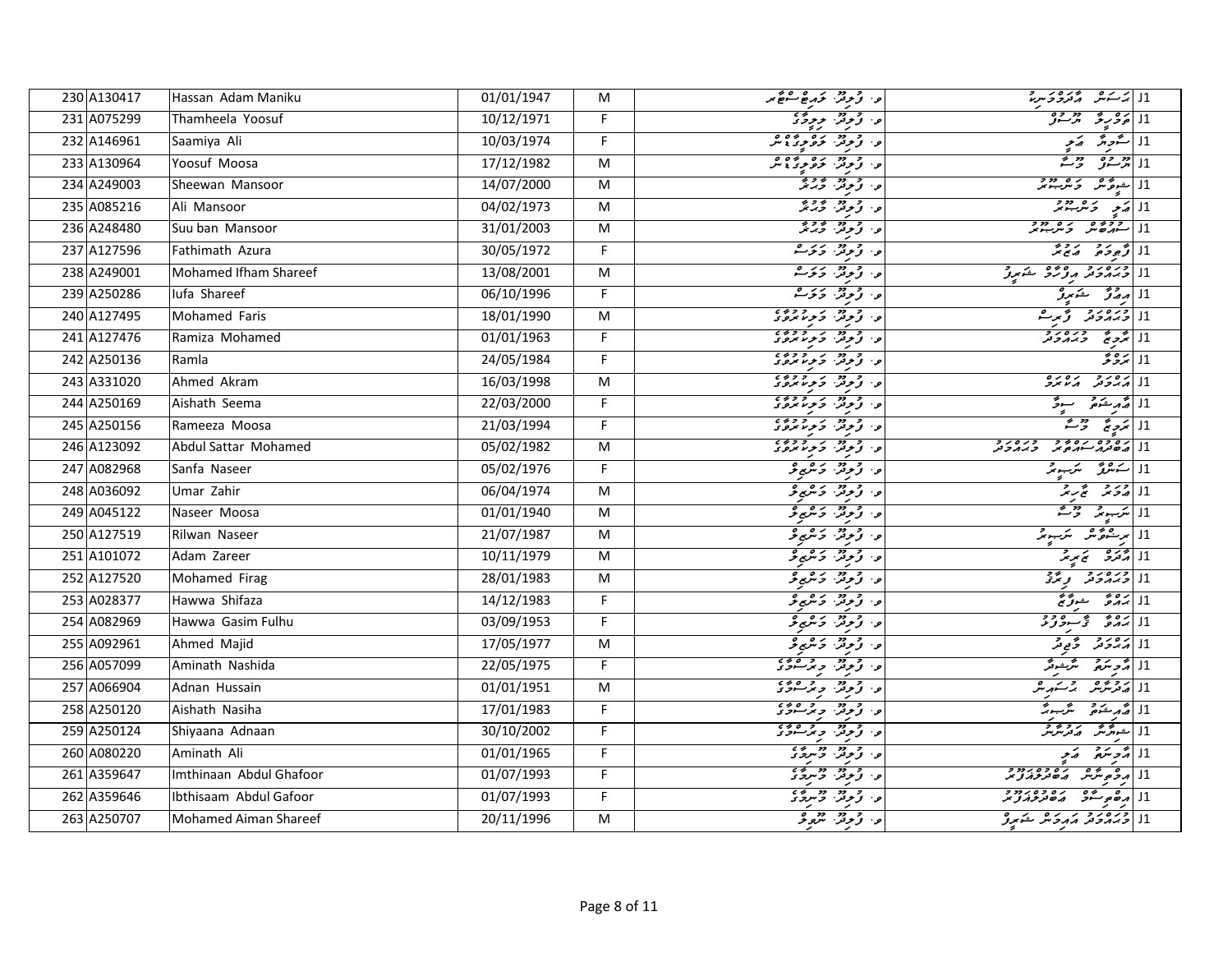| | | | | | | |
|---|---|---|---|---|---|---|
| 230 | A130417 | Hassan Adam Maniku | 01/01/1947 | M | އ. ފުލިދޫ. ތަރިޗޭސްޓަރ | J1 ހަސަން އާދަމްމަނިކު |
| 231 | A075299 | Thamheela Yoosuf | 10/12/1971 | F | އ. ފުލިދޫ. ތިލިމާގެ | J1 ތަމްހީލާ ޔޫސުފް |
| 232 | A146961 | Saamiya Ali | 10/03/1974 | F | އ. ފުލިދޫ. ދަތުރުވީގެއްސް | J1 ސާމިޔާ އަލި |
| 233 | A130964 | Yoosuf Moosa | 17/12/1982 | M | އ. ފުލިދޫ. ދަތުރުވީގެއްސް | J1 ޔޫސުފް މޫސާ |
| 234 | A249003 | Sheewan Mansoor | 14/07/2000 | M | އ. ފުލިދޫ. މާހުރު | J1 ޝީވާން މަންސޫރު |
| 235 | A085216 | Ali Mansoor | 04/02/1973 | M | އ. ފުލިދޫ. މާހުރު | J1 އަލި މަންސޫރު |
| 236 | A248480 | Suu ban Mansoor | 31/01/2003 | M | އ. ފުލިދޫ. މާހުރު | J1 ސުއުބާން މަންސޫރު |
| 237 | A127596 | Fathimath Azura | 30/05/1972 | F | އ. ފުލިދޫ. މަލަސް | J1 ފާތިމަތު އަޒުރާ |
| 238 | A249001 | Mohamed Ifham Shareef | 13/08/2001 | M | އ. ފުލިދޫ. މަލަސް | J1 މުޙައްމަދު އިފްހާމް ޝަރީފު |
| 239 | A250286 | Iufa Shareef | 06/10/1996 | F | އ. ފުލިދޫ. މަލަސް | J1 އިއުފާ ޝަރީފު |
| 240 | A127495 | Mohamed Faris | 18/01/1990 | M | އ. ފުލިދޫ. މަލިކުރައްގެ | J1 މުޙައްމަދު ފާރިސް |
| 241 | A127476 | Ramiza Mohamed | 01/01/1963 | F | އ. ފުލިދޫ. މަލިކުރައްގެ | J1 ރާމިޒާ މުޙައްމަދު |
| 242 | A250136 | Ramla | 24/05/1984 | F | އ. ފުލިދޫ. މަލިކުރައްގެ | J1 ރަމްލާ |
| 243 | A331020 | Ahmed Akram | 16/03/1998 | M | އ. ފުލިދޫ. މަލިކުރައްގެ | J1 އަޙްމަދު އަކްރަމް |
| 244 | A250169 | Aishath Seema | 22/03/2000 | F | އ. ފުލިދޫ. މަލިކުރައްގެ | J1 އާއިޝަތު ސީމާ |
| 245 | A250156 | Rameeza Moosa | 21/03/1994 | F | އ. ފުލިދޫ. މަލިކުރައްގެ | J1 ރަމީޒާ މޫސާ |
| 246 | A123092 | Abdul Sattar Mohamed | 05/02/1982 | M | އ. ފުލިދޫ. މަލިކުރައްގެ | J1 އަބްދުލްސައްތާރު މުޙައްމަދު |
| 247 | A082968 | Sanfa Naseer | 05/02/1976 | F | އ. ފުލިދޫ. މަންޒިލް | J1 ސަންފާ ނަސީރު |
| 248 | A036092 | Umar Zahir | 06/04/1974 | M | އ. ފުލިދޫ. މަންޒިލް | J1 އުމަރު ޒާހިރު |
| 249 | A045122 | Naseer Moosa | 01/01/1940 | M | އ. ފުލިދޫ. މަންޒިލް | J1 ނަސީރު މޫސާ |
| 250 | A127519 | Rilwan Naseer | 21/07/1987 | M | އ. ފުލިދޫ. މަންޒިލް | J1 ރިޟްވާން ނަސީރު |
| 251 | A101072 | Adam Zareer | 10/11/1979 | M | އ. ފުލިދޫ. މަންޒިލް | J1 އާދަމް ޒަރީރު |
| 252 | A127520 | Mohamed Firag | 28/01/1983 | M | އ. ފުލިދޫ. މަންޒިލް | J1 މުޙައްމަދު ފިރާގު |
| 253 | A028377 | Hawwa Shifaza | 14/12/1983 | F | އ. ފުލިދޫ. މަންޒިލް | J1 ހައްވާ ޝިފާޒާ |
| 254 | A082969 | Hawwa Gasim Fulhu | 03/09/1953 | F | އ. ފުލިދޫ. މަންޒިލް | J1 ހައްވާ ގާސިމްފުޅު |
| 255 | A092961 | Ahmed Majid | 17/05/1977 | M | އ. ފުލިދޫ. މަންޒިލް | J1 އަޙްމަދު މާޖިދު |
| 256 | A057099 | Aminath Nashida | 22/05/1975 | F | އ. ފުލިދޫ. މިރުސްމާގެ | J1 އާމިނަތު ނާޝިދާ |
| 257 | A066904 | Adnan Hussain | 01/01/1951 | M | އ. ފުލިދޫ. މިރުސްމާގެ | J1 އަދުނާން ހުސައިން |
| 258 | A250120 | Aishath Nasiha | 17/01/1983 | F | އ. ފުލިދޫ. މިރުސްމާގެ | J1 އާއިޝަތު ނާސިހާ |
| 259 | A250124 | Shiyaana Adnaan | 30/10/2002 | F | އ. ފުލިދޫ. މިރުސްމާގެ | J1 ޝިޔާނާ އަދުނާން |
| 260 | A080220 | Aminath Ali | 01/01/1965 | F | އ. ފުލިދޫ. މޫނިމާގެ | J1 އާމިނަތު އަލި |
| 261 | A359647 | Imthinaan Abdul Ghafoor | 01/07/1993 | F | އ. ފުލިދޫ. މޫނިމާގެ | J1 އިމްތިނާން އަބްދުލްޣަފޫރު |
| 262 | A359646 | Ibthisaam Abdul Gafoor | 01/07/1993 | F | އ. ފުލިދޫ. މޫނިމާގެ | J1 އިބްތިސާމް އަބްދުލްޣަފޫރު |
| 263 | A250707 | Mohamed Aiman Shareef | 20/11/1996 | M | އ. ފުލިދޫ. ނޫވިލާ | J1 މުޙައްމަދު އައިމަން ޝަރީފު |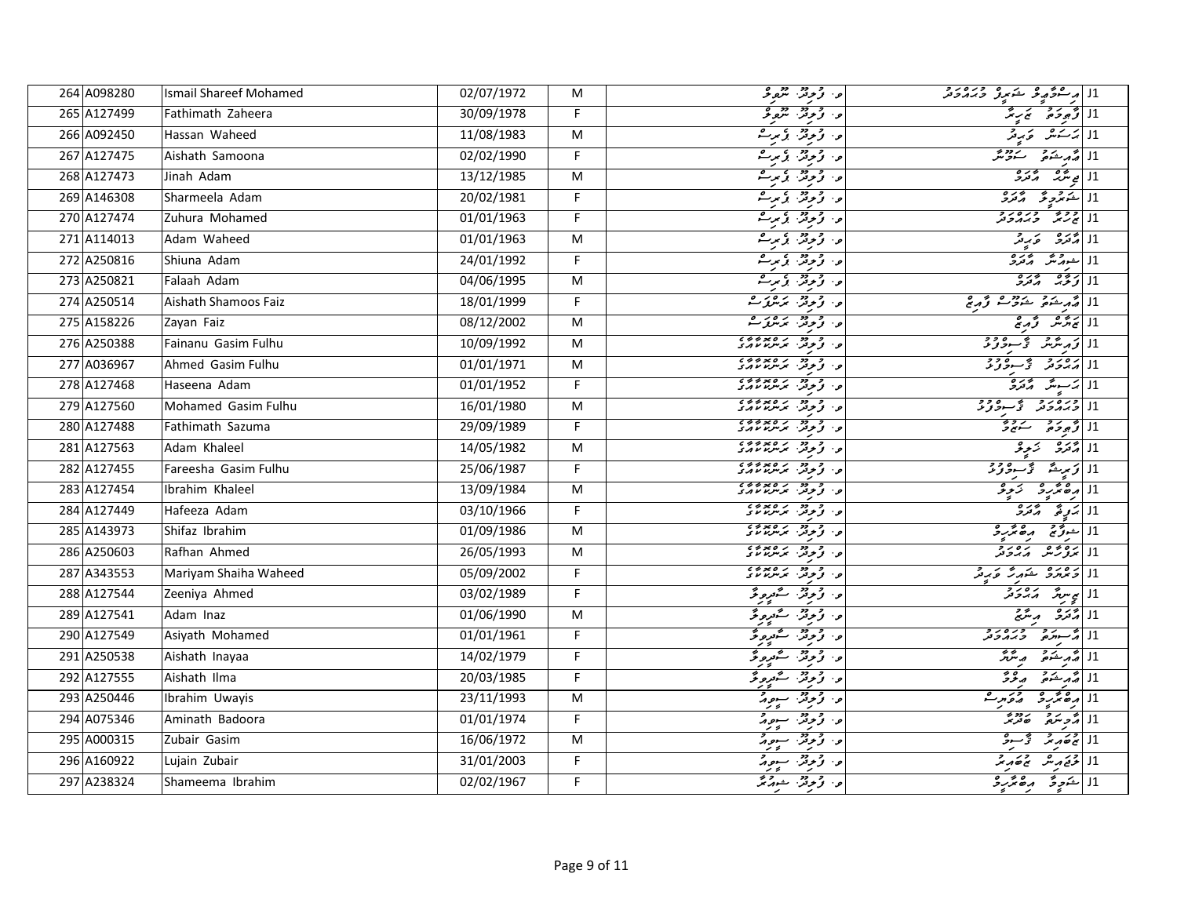| | | | | | | | |
|---|---|---|---|---|---|---|---|
| 264 | A098280 | Ismail Shareef Mohamed | 02/07/1972 | M | ވ. ފުލިދޫ، ނޫރުވާ | އިސްމާޢީލް ޝަރީފް މުޙައްމަދު | J1 |
| 265 | A127499 | Fathimath Zaheera | 30/09/1978 | F | ވ. ފުލިދޫ، ނޫރުވާ | ފާޠިމަތު ޒަހީރާ | J1 |
| 266 | A092450 | Hassan Waheed | 11/08/1983 | M | ވ. ފުލިދޫ، ފޮރީސް | ޙަސަން ވަޙީދު | J1 |
| 267 | A127475 | Aishath Samoona | 02/02/1990 | F | ވ. ފުލިދޫ، ފޮރީސް | އައިޝަތު ސަމޫނާ | J1 |
| 268 | A127473 | Jinah Adam | 13/12/1985 | M | ވ. ފުލިދޫ، ފޮރީސް | ޖިނާހް އާދަމް | J1 |
| 269 | A146308 | Sharmeela Adam | 20/02/1981 | F | ވ. ފުލިދޫ، ފޮރީސް | ޝަރުމީލާ އާދަމް | J1 |
| 270 | A127474 | Zuhura Mohamed | 01/01/1963 | F | ވ. ފުލިދޫ، ފޮރީސް | ޒުހުރާ މުޙައްމަދު | J1 |
| 271 | A114013 | Adam Waheed | 01/01/1963 | M | ވ. ފުލިދޫ، ފޮރީސް | އާދަމް ވަޙީދު | J1 |
| 272 | A250816 | Shiuna Adam | 24/01/1992 | F | ވ. ފުލިދޫ، ފޮރީސް | ޝިއުނާ އާދަމް | J1 |
| 273 | A250821 | Falaah Adam | 04/06/1995 | M | ވ. ފުލިދޫ، ފޮރީސް | ފަލާޙް އާދަމް | J1 |
| 274 | A250514 | Aishath Shamoos Faiz | 18/01/1999 | F | ވ. ފުލިދޫ، ރަންނާސް | އައިޝަތު ޝަމޫސް ފާއިޒް | J1 |
| 275 | A158226 | Zayan Faiz | 08/12/2002 | M | ވ. ފުލިދޫ، ރަންނާސް | ޒަޔާން ފާއިޒް | J1 |
| 276 | A250388 | Fainanu Gasim Fulhu | 10/09/1992 | M | ވ. ފުލިދޫ، ރަންނަބަރުމާގެ | ފައިނާނު ޤާސިމްފުޅު | J1 |
| 277 | A036967 | Ahmed Gasim Fulhu | 01/01/1971 | M | ވ. ފުލިދޫ، ރަންނަބަރުމާގެ | އަޙްމަދު ޤާސިމްފުޅު | J1 |
| 278 | A127468 | Haseena Adam | 01/01/1952 | F | ވ. ފުލިދޫ، ރަންނަބަރުމާގެ | ހަސީނާ އާދަމް | J1 |
| 279 | A127560 | Mohamed Gasim Fulhu | 16/01/1980 | M | ވ. ފުލިދޫ، ރަންނަބަރުމާގެ | މުޙައްމަދު ޤާސިމްފުޅު | J1 |
| 280 | A127488 | Fathimath Sazuma | 29/09/1989 | F | ވ. ފުލިދޫ، ރަންނަބަރުމާގެ | ފާޠިމަތު ސަޒޫމާ | J1 |
| 281 | A127563 | Adam Khaleel | 14/05/1982 | M | ވ. ފުލިދޫ، ރަންނަބަރުމާގެ | އާދަމް ޚަލީލް | J1 |
| 282 | A127455 | Fareesha Gasim Fulhu | 25/06/1987 | F | ވ. ފުލިދޫ، ރަންނަބަރުމާގެ | ފަރީޝާ ޤާސިމްފުޅު | J1 |
| 283 | A127454 | Ibrahim Khaleel | 13/09/1984 | M | ވ. ފުލިދޫ، ރަންނަބަރުމާގެ | އިބްރާހީމް ޚަލީލް | J1 |
| 284 | A127449 | Hafeeza Adam | 03/10/1966 | F | ވ. ފުލިދޫ، ރަންނަބަރުގެ | ހަފީޒާ އާދަމް | J1 |
| 285 | A143973 | Shifaz Ibrahim | 01/09/1986 | M | ވ. ފުލިދޫ، ރަންނަބަރުގެ | ޝިފާޒް އިބްރާހީމް | J1 |
| 286 | A250603 | Rafhan Ahmed | 26/05/1993 | M | ވ. ފުލިދޫ، ރަންނަބަރުގެ | ރަފްހާން އަޙްމަދު | J1 |
| 287 | A343553 | Mariyam Shaiha Waheed | 05/09/2002 | F | ވ. ފުލިދޫ، ރަންނަބަރުގެ | މަރިޔަމް ޝައިހާ ވަޙީދު | J1 |
| 288 | A127544 | Zeeniya Ahmed | 03/02/1989 | F | ވ. ފުލިދޫ، ސާރިވިލާ | ޒީނިޔާ އަޙްމަދު | J1 |
| 289 | A127541 | Adam Inaz | 01/06/1990 | M | ވ. ފުލިދޫ، ސާރިވިލާ | އާދަމް އިނާޒް | J1 |
| 290 | A127549 | Asiyath Mohamed | 01/01/1961 | F | ވ. ފުލިދޫ، ސާރިވިލާ | އާސިޔަތު މުޙައްމަދު | J1 |
| 291 | A250538 | Aishath Inayaa | 14/02/1979 | F | ވ. ފުލިދޫ، ސާރިވިލާ | އައިޝަތު އިނާޔާ | J1 |
| 292 | A127555 | Aishath Ilma | 20/03/1985 | F | ވ. ފުލިދޫ، ސާރިވިލާ | އައިޝަތު އިލްމާ | J1 |
| 293 | A250446 | Ibrahim Uwayis | 23/11/1993 | M | ވ. ފުލިދޫ، ސިތިމާ | އިބްރާހީމް އުވައިސް | J1 |
| 294 | A075346 | Aminath Badoora | 01/01/1974 | F | ވ. ފުލިދޫ، ސިތިމާ | އާމިނަތު ބަދޫރާ | J1 |
| 295 | A000315 | Zubair Gasim | 16/06/1972 | M | ވ. ފުލިދޫ، ސިތިމާ | ޒުބައިރު ޤާސިމް | J1 |
| 296 | A160922 | Lujain Zubair | 31/01/2003 | F | ވ. ފުލިދޫ، ސިތިމާ | ލުޖައިން ޒުބައިރު | J1 |
| 297 | A238324 | Shameema Ibrahim | 02/02/1967 | F | ވ. ފުލިދޫ، ޝިހާނާ | ޝަމީމާ އިބްރާހީމް | J1 |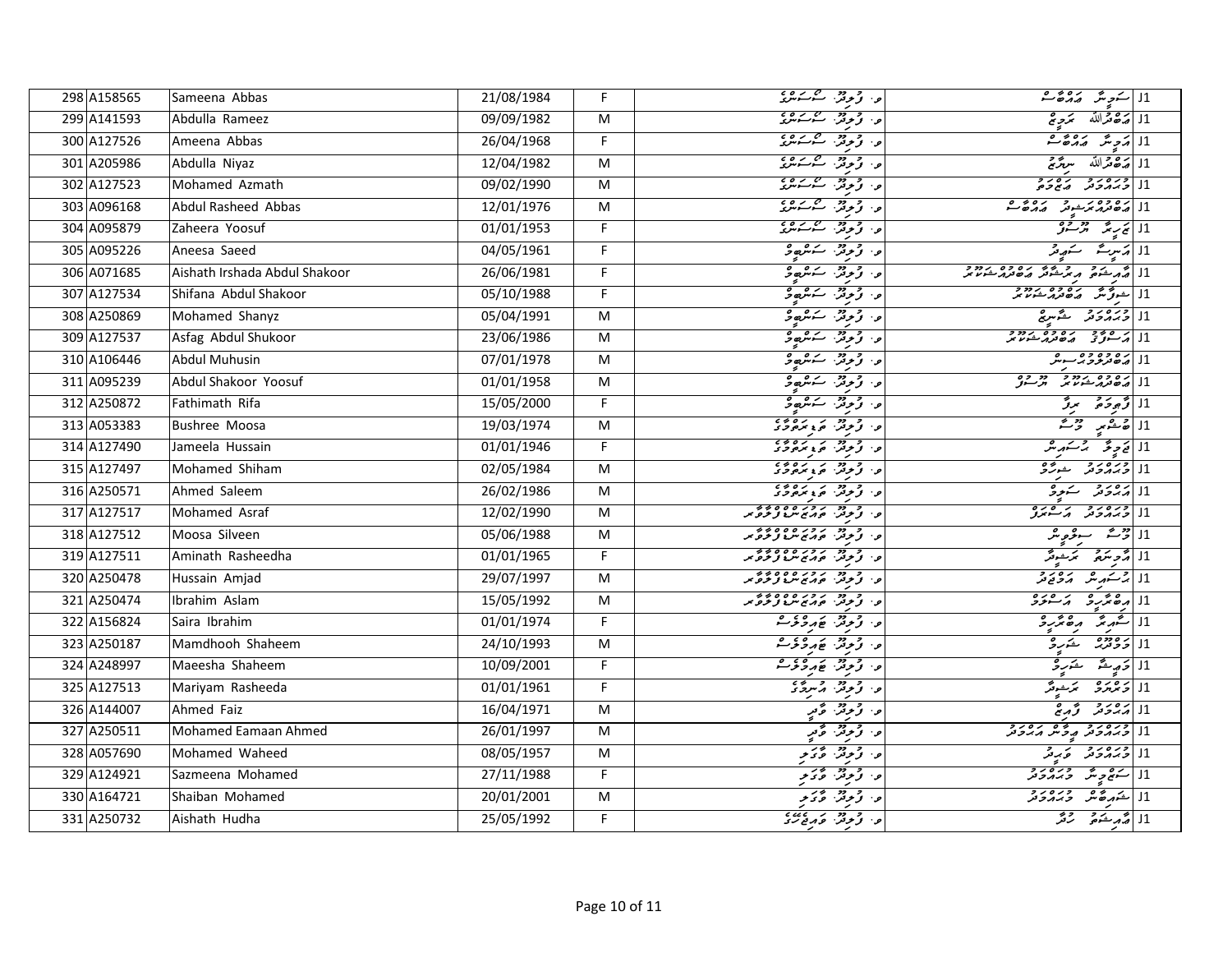| 298 | A158565 | Sameena Abbas | 21/08/1984 | F | ޅ. ފުލިދޫ. ސޮސަންގުރެ | ސަމީނާ އައްބާސް | J1 |
|---|---|---|---|---|---|---|---|
| 299 | A141593 | Abdulla Rameez | 09/09/1982 | M | ޅ. ފުލިދޫ. ސޮސަންގުރެ | އަބްދުﷲ ރަމީޒް | J1 |
| 300 | A127526 | Ameena Abbas | 26/04/1968 | F | ޅ. ފުލިދޫ. ސޮސަންގުރެ | އަމީނާ އައްބާސް | J1 |
| 301 | A205986 | Abdulla Niyaz | 12/04/1982 | M | ޅ. ފުލިދޫ. ސޮސަންގުރެ | އަބްދުﷲ ނިޔާޒް | J1 |
| 302 | A127523 | Mohamed Azmath | 09/02/1990 | M | ޅ. ފުލިދޫ. ސޮސަންގުރެ | މުޙައްމަދު އަޒްމަތު | J1 |
| 303 | A096168 | Abdul Rasheed Abbas | 12/01/1976 | M | ޅ. ފުލިދޫ. ސޮސަންގުރެ | އަބްދުއްރަޝީދު އައްބާސް | J1 |
| 304 | A095879 | Zaheera Yoosuf | 01/01/1953 | F | ޅ. ފުލިދޫ. ސޮސަންގުރެ | ޒަހީރާ ޔޫސުފް | J1 |
| 305 | A095226 | Aneesa Saeed | 04/05/1961 | F | ޅ. ފުލިދޫ. ސަންބީމް | އަނީސާ ސަޢީދު | J1 |
| 306 | A071685 | Aishath Irshada Abdul Shakoor | 26/06/1981 | F | ޅ. ފުލިދޫ. ސަންބީމް | އާއިޝަތު އިރުޝާދާ އަބްދުލްޝަކޫރު | J1 |
| 307 | A127534 | Shifana Abdul Shakoor | 05/10/1988 | F | ޅ. ފުލިދޫ. ސަންބީމް | ޝިފާނާ އަބްދުލްޝަކޫރު | J1 |
| 308 | A250869 | Mohamed Shanyz | 05/04/1991 | M | ޅ. ފުލިދޫ. ސަންބީމް | މުޙައްމަދު ޝާނީޒް | J1 |
| 309 | A127537 | Asfag Abdul Shukoor | 23/06/1986 | M | ޅ. ފުލިދޫ. ސަންބީމް | އަސްފާގު އަބްދުލްޝަކޫރު | J1 |
| 310 | A106446 | Abdul Muhusin | 07/01/1978 | M | ޅ. ފުލިދޫ. ސަންބީމް | އަބްދުލްމުހުސިން | J1 |
| 311 | A095239 | Abdul Shakoor Yoosuf | 01/01/1958 | M | ޅ. ފުލިދޫ. ސަންބީމް | އަބްދުލްޝަކޫރު ޔޫސުފް | J1 |
| 312 | A250872 | Fathimath Rifa | 15/05/2000 | F | ޅ. ފުލިދޫ. ސަންބީމް | ފާތިމަތު ރިފާ | J1 |
| 313 | A053383 | Bushree Moosa | 19/03/1974 | M | ޅ. ފުލިދޫ. ވަލިރޯޒްގެ | ބުޝްރީ މޫސާ | J1 |
| 314 | A127490 | Jameela Hussain | 01/01/1946 | F | ޅ. ފުލިދޫ. ވަލިރޯޒްގެ | ޖަމީލާ ޙުސައިން | J1 |
| 315 | A127497 | Mohamed Shiham | 02/05/1984 | M | ޅ. ފުލިދޫ. ވަލިރޯޒްގެ | މުޙައްމަދު ޝިހާމް | J1 |
| 316 | A250571 | Ahmed Saleem | 26/02/1986 | M | ޅ. ފުލިދޫ. ވަލިރޯޒްގެ | އަޙްމަދު ސަލީމް | J1 |
| 317 | A127517 | Mohamed Asraf | 12/02/1990 | M | ޅ. ފުލިދޫ. ވައިޓްސޮނޭފްލާވަރ | މުޙައްމަދު އަޝްރަފް | J1 |
| 318 | A127512 | Moosa Silveen | 05/06/1988 | M | ޅ. ފުލިދޫ. ވައިޓްސޮނޭފްލާވަރ | މޫސާ ސިލްވީން | J1 |
| 319 | A127511 | Aminath Rasheedha | 01/01/1965 | F | ޅ. ފުލިދޫ. ވައިޓްސޮނޭފްލާވަރ | އާމިނަތު ރަޝީދާ | J1 |
| 320 | A250478 | Hussain Amjad | 29/07/1997 | M | ޅ. ފުލިދޫ. ވައިޓްސޮނޭފްލާވަރ | ޙުސައިން އަމްޖަދު | J1 |
| 321 | A250474 | Ibrahim Aslam | 15/05/1992 | M | ޅ. ފުލިދޫ. ވައިޓްސޮނޭފްލާވަރ | އިބްރާހީމް އަސްލަމް | J1 |
| 322 | A156824 | Saira Ibrahim | 01/01/1974 | F | ޅ. ފުލިދޫ. ޖަނަވަރީސް | ސާއިރާ އިބްރާހީމް | J1 |
| 323 | A250187 | Mamdhooh Shaheem | 24/10/1993 | M | ޅ. ފުލިދޫ. ޖަނަވަރީސް | މަމްދޫޙް ޝަހީމް | J1 |
| 324 | A248997 | Maeesha Shaheem | 10/09/2001 | F | ޅ. ފުލިދޫ. ޖަނަވަރީސް | މައީޝާ ޝަހީމް | J1 |
| 325 | A127513 | Mariyam Rasheeda | 01/01/1961 | F | ޅ. ފުލިދޫ. އަނބުގެ | މަރިޔަމް ރަޝީދާ | J1 |
| 326 | A144007 | Ahmed Faiz | 16/04/1971 | M | ޅ. ފުލިދޫ. ފާދި | އަޙްމަދު ފާއިޒް | J1 |
| 327 | A250511 | Mohamed Eamaan Ahmed | 26/01/1997 | M | ޅ. ފުލިދޫ. ފާދި | މުޙައްމަދު އީމާން އަޙްމަދު | J1 |
| 328 | A057690 | Mohamed Waheed | 08/05/1957 | M | ޅ. ފުލިދޫ. ވާމަލި | މުޙައްމަދު ވަޙީދު | J1 |
| 329 | A124921 | Sazmeena Mohamed | 27/11/1988 | F | ޅ. ފުލިދޫ. ވާމަލި | ސަޒްމީނާ މުޙައްމަދު | J1 |
| 330 | A164721 | Shaiban Mohamed | 20/01/2001 | M | ޅ. ފުލިދޫ. ވާމަލި | ޝައިބާން މުޙައްމަދު | J1 |
| 331 | A250732 | Aishath Hudha | 25/05/1992 | F | ޅ. ފުލިދޫ. ވައިޖެހޭގެ | އާއިޝަތު ހުދާ | J1 |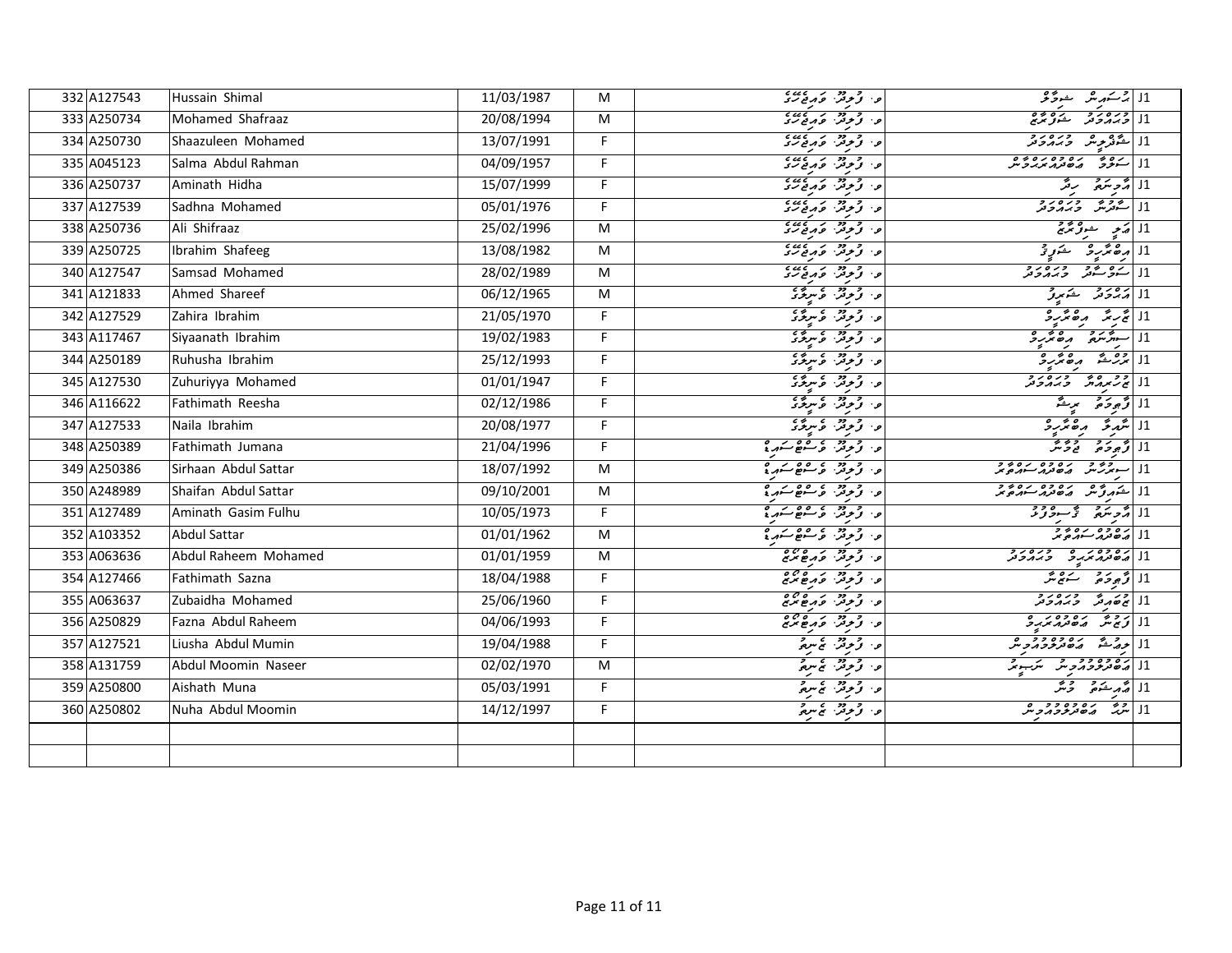| | | | | | | | |
|---|---|---|---|---|---|---|---|
| 332 | A127543 | Hussain Shimal | 11/03/1987 | M | ވ. ފުލިދޫ، ވައިޖެހޭގެ | ހުސައިން ޝިމާލް | J1 |
| 333 | A250734 | Mohamed Shafraaz | 20/08/1994 | M | ވ. ފުލިދޫ، ވައިޖެހޭގެ | މުހައްމަދު ޝަފްރާޒް | J1 |
| 334 | A250730 | Shaazuleen Mohamed | 13/07/1991 | F | ވ. ފުލިދޫ، ވައިޖެހޭގެ | ޝާޒުލީން މުހައްމަދު | J1 |
| 335 | A045123 | Salma Abdul Rahman | 04/09/1957 | F | ވ. ފުލިދޫ، ވައިޖެހޭގެ | ސަލްމާ އަބްދުލްރަޙްމާން | J1 |
| 336 | A250737 | Aminath Hidha | 15/07/1999 | F | ވ. ފުލިދޫ، ވައިޖެހޭގެ | އާމިނަތު ހިދާ | J1 |
| 337 | A127539 | Sadhna Mohamed | 05/01/1976 | F | ވ. ފުލިދޫ، ވައިޖެހޭގެ | ސާދުނާ މުހައްމަދު | J1 |
| 338 | A250736 | Ali Shifraaz | 25/02/1996 | M | ވ. ފުލިދޫ، ވައިޖެހޭގެ | އަލީ ޝިފްރާޒް | J1 |
| 339 | A250725 | Ibrahim Shafeeg | 13/08/1982 | M | ވ. ފުލިދޫ، ވައިޖެހޭގެ | އިބްރާހިމް ޝަފީޤު | J1 |
| 340 | A127547 | Samsad Mohamed | 28/02/1989 | M | ވ. ފުލިދޫ، ވައިޖެހޭގެ | ސަމްސާދު މުހައްމަދު | J1 |
| 341 | A121833 | Ahmed Shareef | 06/12/1965 | M | ވ. ފުލިދޫ، ވަސިލާގެ | އަޙްމަދު ޝަރީފު | J1 |
| 342 | A127529 | Zahira Ibrahim | 21/05/1970 | F | ވ. ފުލިދޫ، ވަސިލާގެ | ޒާހިރާ އިބްރާހިމް | J1 |
| 343 | A117467 | Siyaanath Ibrahim | 19/02/1983 | F | ވ. ފުލިދޫ، ވަސިލާގެ | ސިޔާނަތު އިބްރާހިމް | J1 |
| 344 | A250189 | Ruhusha Ibrahim | 25/12/1993 | F | ވ. ފުލިދޫ، ވަސިލާގެ | ރުހުޝާ އިބްރާހިމް | J1 |
| 345 | A127530 | Zuhuriyya Mohamed | 01/01/1947 | F | ވ. ފުލިދޫ، ވަސިލާގެ | ޒުހުރިއްޔާ މުހައްމަދު | J1 |
| 346 | A116622 | Fathimath Reesha | 02/12/1986 | F | ވ. ފުލިދޫ، ވަސިލާގެ | ފާތިމަތު ރީޝާ | J1 |
| 347 | A127533 | Naila Ibrahim | 20/08/1977 | F | ވ. ފުލިދޫ، ވަސިލާގެ | ނާއިލާ އިބްރާހިމް | J1 |
| 348 | A250389 | Fathimath Jumana | 21/04/1996 | F | ވ. ފުލިދޫ، ވަސްމޫސަރައި | ފާތިމަތު ޖުމާނާ | J1 |
| 349 | A250386 | Sirhaan Abdul Sattar | 18/07/1992 | M | ވ. ފުލިދޫ، ވަސްމޫސަރައި | ސިރުހާން އަބްދުލްސައްތާރު | J1 |
| 350 | A248989 | Shaifan Abdul Sattar | 09/10/2001 | M | ވ. ފުލިދޫ، ވަސްމޫސަރައި | ޝައިފާން އަބްދުލްސައްތާރު | J1 |
| 351 | A127489 | Aminath Gasim Fulhu | 10/05/1973 | F | ވ. ފުލިދޫ، ވަސްމޫސަރައި | އާމިނަތު ގާސިމްފުޅު | J1 |
| 352 | A103352 | Abdul Sattar | 01/01/1962 | M | ވ. ފުލިދޫ، ވަސްމޫސަރައި | އަބްދުލްސައްތާރު | J1 |
| 353 | A063636 | Abdul Raheem Mohamed | 01/01/1959 | M | ވ. ފުލިދޫ، ވައިޖެހުނުދޭ | އަބްދުލްރަޙީމް މުހައްމަދު | J1 |
| 354 | A127466 | Fathimath Sazna | 18/04/1988 | F | ވ. ފުލިދޫ، ވައިޖެހުނުދޭ | ފާތިމަތު ސަޒްނާ | J1 |
| 355 | A063637 | Zubaidha Mohamed | 25/06/1960 | F | ވ. ފުލިދޫ، ވައިޖެހުނުދޭ | ޒުބައިދާ މުހައްމަދު | J1 |
| 356 | A250829 | Fazna Abdul Raheem | 04/06/1993 | F | ވ. ފުލިދޫ، ވައިޖެހުނުދޭ | ފަޒްނާ އަބްދުލްރަޙީމް | J1 |
| 357 | A127521 | Liusha Abdul Mumin | 19/04/1988 | F | ވ. ފުލިދޫ، ޖަސްމީ | ލިއުޝާ އަބްދުލްމުއުމިން | J1 |
| 358 | A131759 | Abdul Moomin Naseer | 02/02/1970 | M | ވ. ފުލިދޫ، ޖަސްމީ | އަބްދުލްމުއުމިން ނަސީރު | J1 |
| 359 | A250800 | Aishath Muna | 05/03/1991 | F | ވ. ފުލިދޫ، ޖަސްމީ | އައިޝަތު މުނާ | J1 |
| 360 | A250802 | Nuha Abdul Moomin | 14/12/1997 | F | ވ. ފުލިދޫ، ޖަސްމީ | ނުހާ އަބްދުލްމުއުމިން | J1 |
| | | | | | | | |
| | | | | | | | |